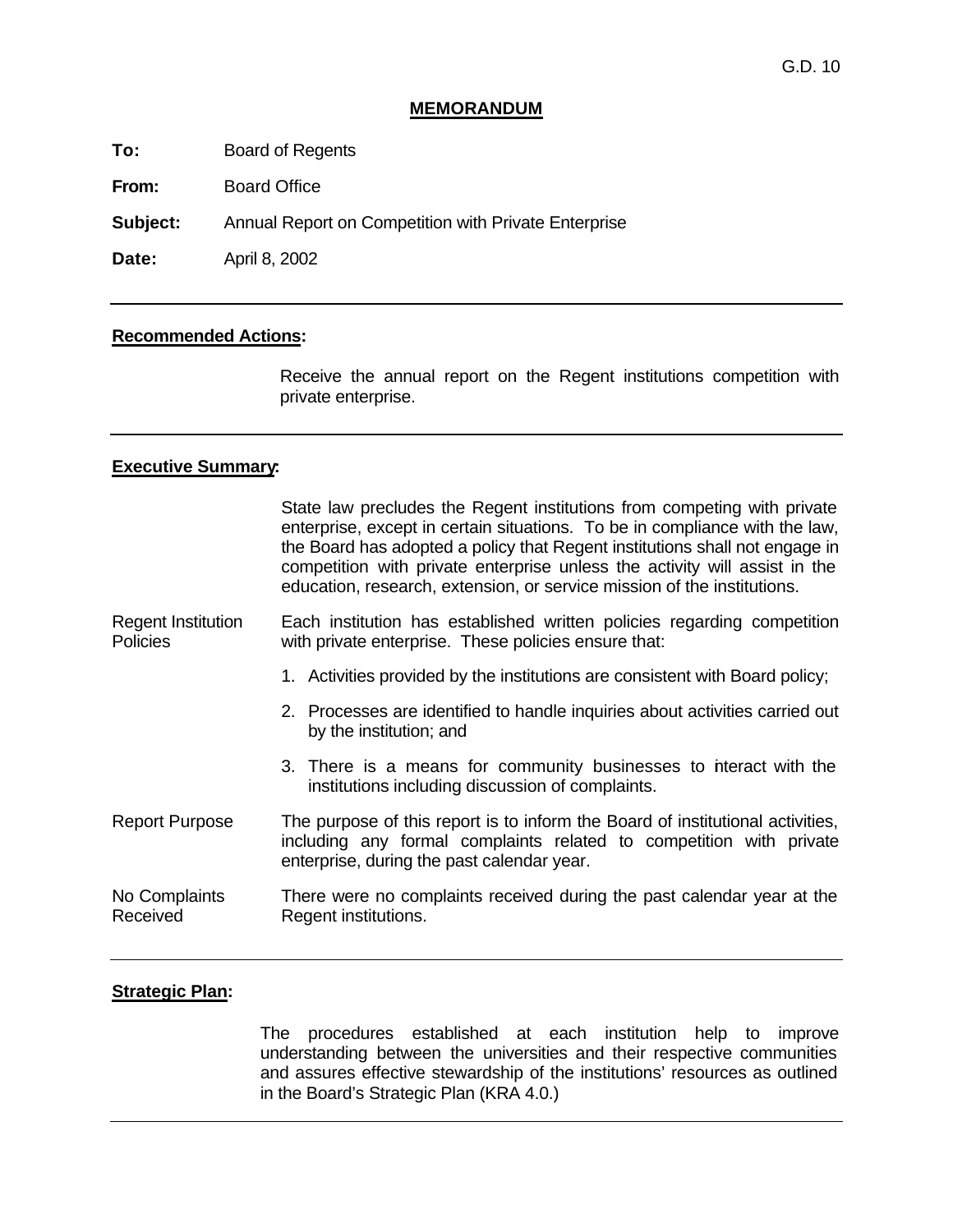G.D. 10

**MEMORANDUM**

**To:** Board of Regents

**From:** Board Office

**Subject:** Annual Report on Competition with Private Enterprise

**Date:** April 8, 2002

---

**Recommended Actions:**

Receive the annual report on the Regent institutions competition with private enterprise.

---

**Executive Summary:**

State law precludes the Regent institutions from competing with private enterprise, except in certain situations. To be in compliance with the law, the Board has adopted a policy that Regent institutions shall not engage in competition with private enterprise unless the activity will assist in the education, research, extension, or service mission of the institutions.

Regent Institution Policies

Each institution has established written policies regarding competition with private enterprise. These policies ensure that:

1. Activities provided by the institutions are consistent with Board policy;
2. Processes are identified to handle inquiries about activities carried out by the institution; and
3. There is a means for community businesses to interact with the institutions including discussion of complaints.

Report Purpose

The purpose of this report is to inform the Board of institutional activities, including any formal complaints related to competition with private enterprise, during the past calendar year.

No Complaints Received

There were no complaints received during the past calendar year at the Regent institutions.

---

**Strategic Plan:**

The procedures established at each institution help to improve understanding between the universities and their respective communities and assures effective stewardship of the institutions' resources as outlined in the Board's Strategic Plan (KRA 4.0.)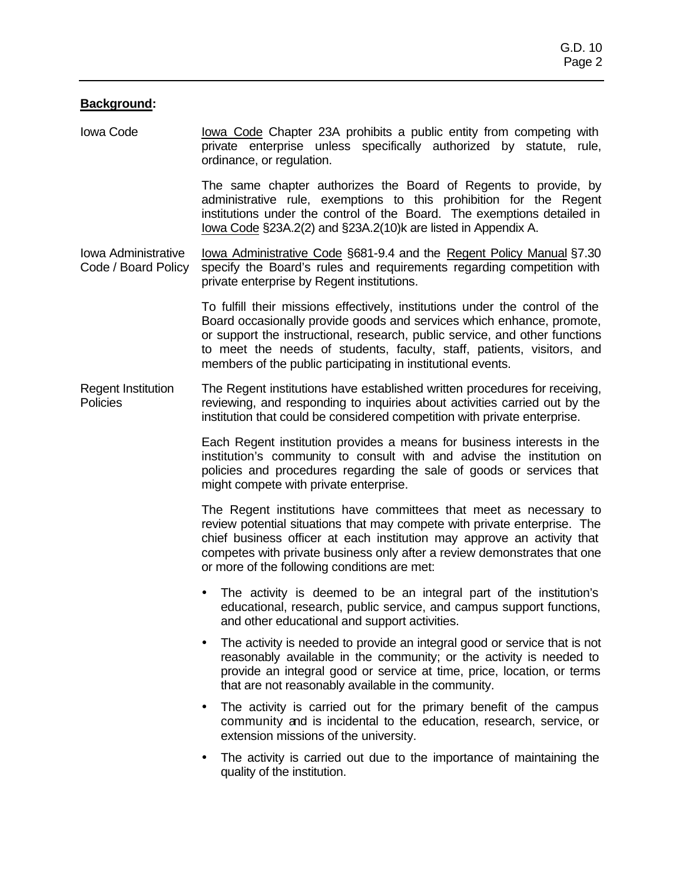**Background:**

Iowa Code

Iowa Code Chapter 23A prohibits a public entity from competing with private enterprise unless specifically authorized by statute, rule, ordinance, or regulation.

The same chapter authorizes the Board of Regents to provide, by administrative rule, exemptions to this prohibition for the Regent institutions under the control of the Board. The exemptions detailed in Iowa Code §23A.2(2) and §23A.2(10)k are listed in Appendix A.

Iowa Administrative Code / Board Policy

Iowa Administrative Code §681-9.4 and the Regent Policy Manual §7.30 specify the Board's rules and requirements regarding competition with private enterprise by Regent institutions.

To fulfill their missions effectively, institutions under the control of the Board occasionally provide goods and services which enhance, promote, or support the instructional, research, public service, and other functions to meet the needs of students, faculty, staff, patients, visitors, and members of the public participating in institutional events.

Regent Institution Policies

The Regent institutions have established written procedures for receiving, reviewing, and responding to inquiries about activities carried out by the institution that could be considered competition with private enterprise.

Each Regent institution provides a means for business interests in the institution's community to consult with and advise the institution on policies and procedures regarding the sale of goods or services that might compete with private enterprise.

The Regent institutions have committees that meet as necessary to review potential situations that may compete with private enterprise. The chief business officer at each institution may approve an activity that competes with private business only after a review demonstrates that one or more of the following conditions are met:

- The activity is deemed to be an integral part of the institution's educational, research, public service, and campus support functions, and other educational and support activities.
- The activity is needed to provide an integral good or service that is not reasonably available in the community; or the activity is needed to provide an integral good or service at time, price, location, or terms that are not reasonably available in the community.
- The activity is carried out for the primary benefit of the campus community and is incidental to the education, research, service, or extension missions of the university.
- The activity is carried out due to the importance of maintaining the quality of the institution.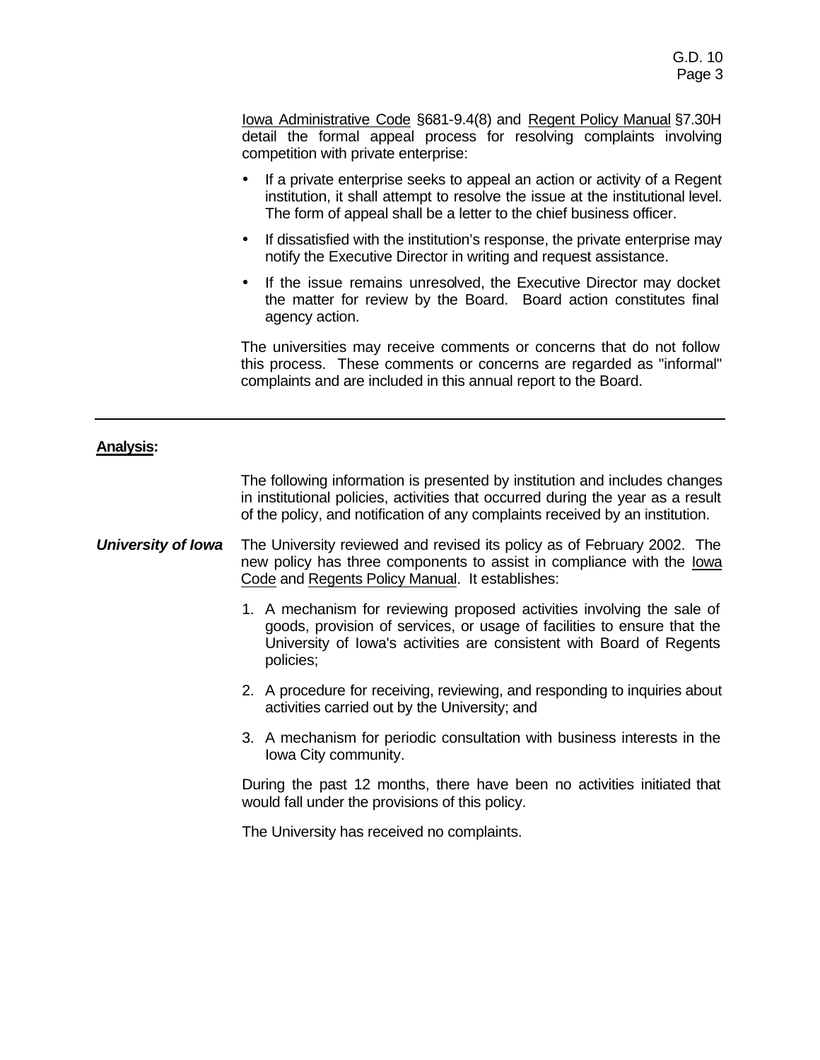Iowa Administrative Code §681-9.4(8) and Regent Policy Manual §7.30H detail the formal appeal process for resolving complaints involving competition with private enterprise:

- If a private enterprise seeks to appeal an action or activity of a Regent institution, it shall attempt to resolve the issue at the institutional level. The form of appeal shall be a letter to the chief business officer.
- If dissatisfied with the institution's response, the private enterprise may notify the Executive Director in writing and request assistance.
- If the issue remains unresolved, the Executive Director may docket the matter for review by the Board. Board action constitutes final agency action.

The universities may receive comments or concerns that do not follow this process. These comments or concerns are regarded as "informal" complaints and are included in this annual report to the Board.

---

**Analysis:**

The following information is presented by institution and includes changes in institutional policies, activities that occurred during the year as a result of the policy, and notification of any complaints received by an institution.

***University of Iowa*** The University reviewed and revised its policy as of February 2002. The new policy has three components to assist in compliance with the Iowa Code and Regents Policy Manual. It establishes:

1. A mechanism for reviewing proposed activities involving the sale of goods, provision of services, or usage of facilities to ensure that the University of Iowa's activities are consistent with Board of Regents policies;
2. A procedure for receiving, reviewing, and responding to inquiries about activities carried out by the University; and
3. A mechanism for periodic consultation with business interests in the Iowa City community.

During the past 12 months, there have been no activities initiated that would fall under the provisions of this policy.

The University has received no complaints.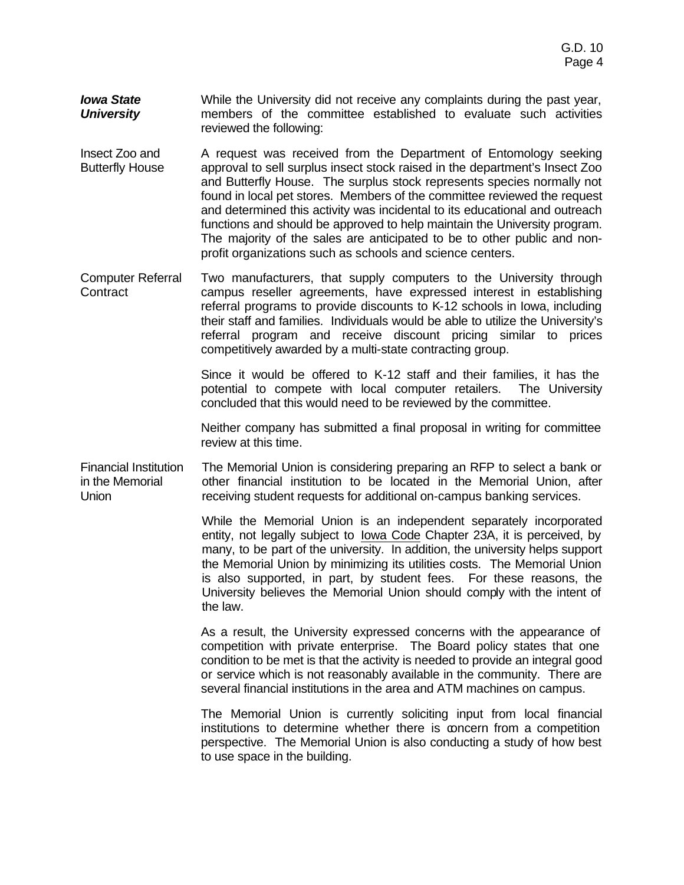***Iowa State University***

While the University did not receive any complaints during the past year, members of the committee established to evaluate such activities reviewed the following:

**Insect Zoo and Butterfly House**

A request was received from the Department of Entomology seeking approval to sell surplus insect stock raised in the department's Insect Zoo and Butterfly House. The surplus stock represents species normally not found in local pet stores. Members of the committee reviewed the request and determined this activity was incidental to its educational and outreach functions and should be approved to help maintain the University program. The majority of the sales are anticipated to be to other public and non-profit organizations such as schools and science centers.

**Computer Referral Contract**

Two manufacturers, that supply computers to the University through campus reseller agreements, have expressed interest in establishing referral programs to provide discounts to K-12 schools in Iowa, including their staff and families. Individuals would be able to utilize the University's referral program and receive discount pricing similar to prices competitively awarded by a multi-state contracting group.

Since it would be offered to K-12 staff and their families, it has the potential to compete with local computer retailers. The University concluded that this would need to be reviewed by the committee.

Neither company has submitted a final proposal in writing for committee review at this time.

**Financial Institution in the Memorial Union**

The Memorial Union is considering preparing an RFP to select a bank or other financial institution to be located in the Memorial Union, after receiving student requests for additional on-campus banking services.

While the Memorial Union is an independent separately incorporated entity, not legally subject to Iowa Code Chapter 23A, it is perceived, by many, to be part of the university. In addition, the university helps support the Memorial Union by minimizing its utilities costs. The Memorial Union is also supported, in part, by student fees. For these reasons, the University believes the Memorial Union should comply with the intent of the law.

As a result, the University expressed concerns with the appearance of competition with private enterprise. The Board policy states that one condition to be met is that the activity is needed to provide an integral good or service which is not reasonably available in the community. There are several financial institutions in the area and ATM machines on campus.

The Memorial Union is currently soliciting input from local financial institutions to determine whether there is concern from a competition perspective. The Memorial Union is also conducting a study of how best to use space in the building.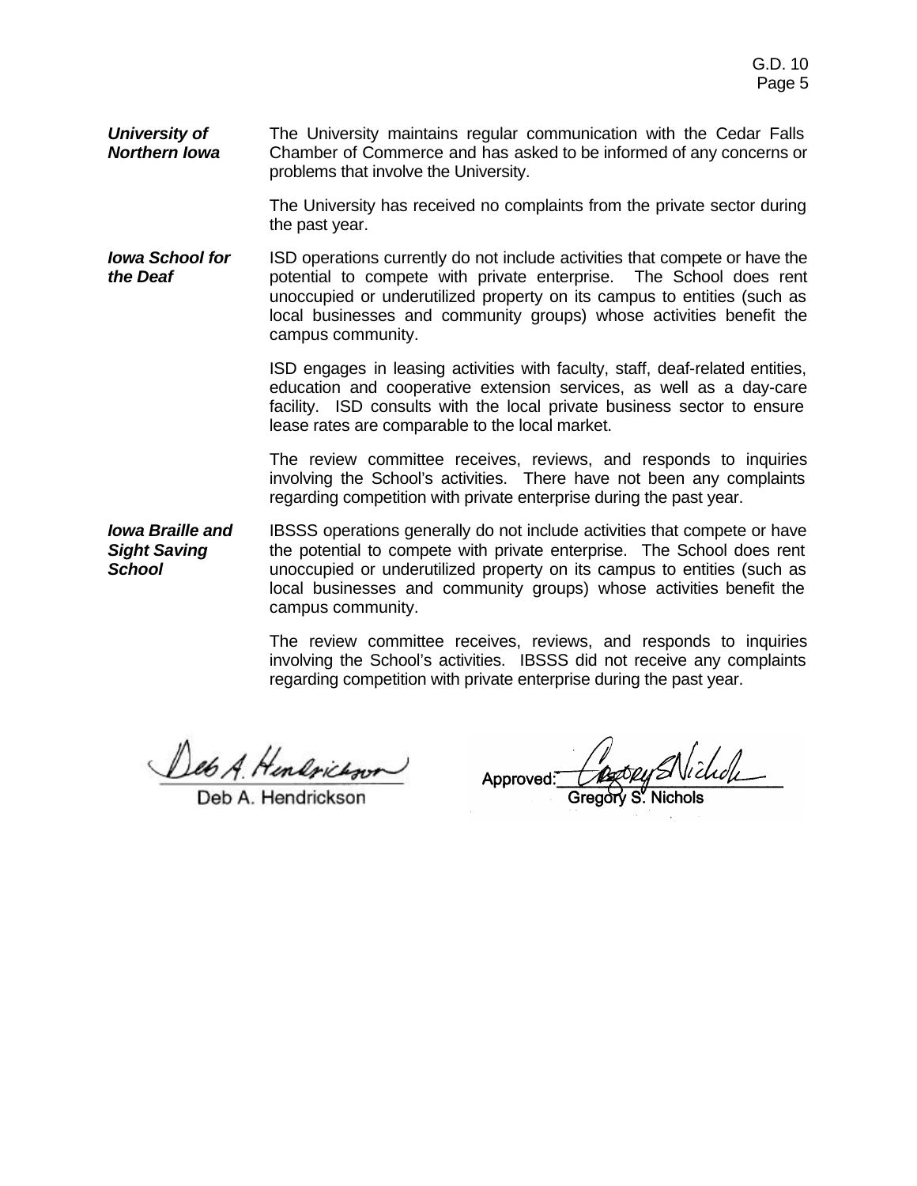***University of Northern Iowa***

The University maintains regular communication with the Cedar Falls Chamber of Commerce and has asked to be informed of any concerns or problems that involve the University.

The University has received no complaints from the private sector during the past year.

***Iowa School for the Deaf***

ISD operations currently do not include activities that compete or have the potential to compete with private enterprise. The School does rent unoccupied or underutilized property on its campus to entities (such as local businesses and community groups) whose activities benefit the campus community.

ISD engages in leasing activities with faculty, staff, deaf-related entities, education and cooperative extension services, as well as a day-care facility. ISD consults with the local private business sector to ensure lease rates are comparable to the local market.

The review committee receives, reviews, and responds to inquiries involving the School's activities. There have not been any complaints regarding competition with private enterprise during the past year.

***Iowa Braille and Sight Saving School***

IBSSS operations generally do not include activities that compete or have the potential to compete with private enterprise. The School does rent unoccupied or underutilized property on its campus to entities (such as local businesses and community groups) whose activities benefit the campus community.

The review committee receives, reviews, and responds to inquiries involving the School's activities. IBSSS did not receive any complaints regarding competition with private enterprise during the past year.

Deb A. Hendrickson

Approved: Gregory S. Nichols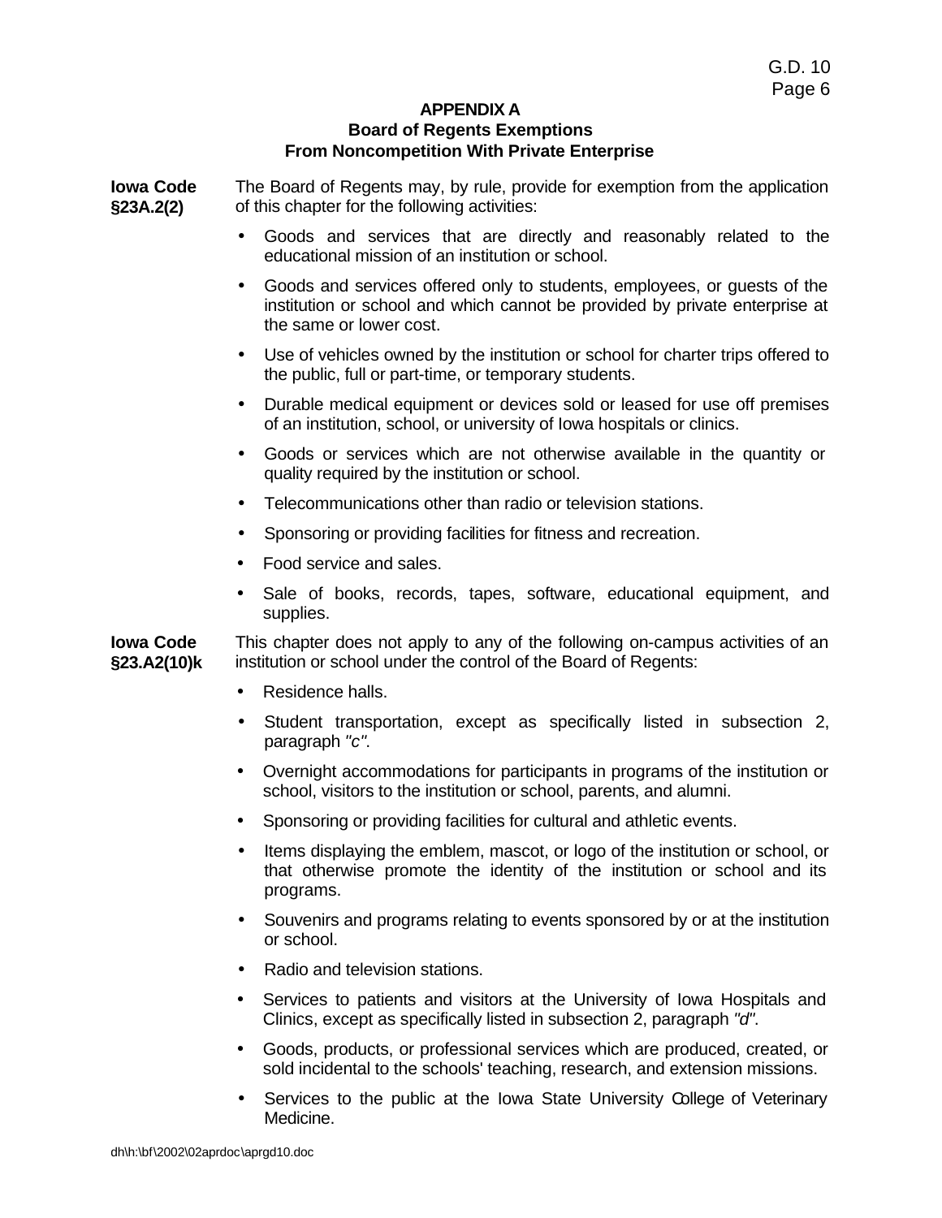**APPENDIX A**
**Board of Regents Exemptions**
**From Noncompetition With Private Enterprise**

**Iowa Code §23A.2(2)**

The Board of Regents may, by rule, provide for exemption from the application of this chapter for the following activities:

- Goods and services that are directly and reasonably related to the educational mission of an institution or school.
- Goods and services offered only to students, employees, or guests of the institution or school and which cannot be provided by private enterprise at the same or lower cost.
- Use of vehicles owned by the institution or school for charter trips offered to the public, full or part-time, or temporary students.
- Durable medical equipment or devices sold or leased for use off premises of an institution, school, or university of Iowa hospitals or clinics.
- Goods or services which are not otherwise available in the quantity or quality required by the institution or school.
- Telecommunications other than radio or television stations.
- Sponsoring or providing facilities for fitness and recreation.
- Food service and sales.
- Sale of books, records, tapes, software, educational equipment, and supplies.

**Iowa Code §23.A2(10)k**

This chapter does not apply to any of the following on-campus activities of an institution or school under the control of the Board of Regents:

- Residence halls.
- Student transportation, except as specifically listed in subsection 2, paragraph *"c"*.
- Overnight accommodations for participants in programs of the institution or school, visitors to the institution or school, parents, and alumni.
- Sponsoring or providing facilities for cultural and athletic events.
- Items displaying the emblem, mascot, or logo of the institution or school, or that otherwise promote the identity of the institution or school and its programs.
- Souvenirs and programs relating to events sponsored by or at the institution or school.
- Radio and television stations.
- Services to patients and visitors at the University of Iowa Hospitals and Clinics, except as specifically listed in subsection 2, paragraph *"d"*.
- Goods, products, or professional services which are produced, created, or sold incidental to the schools' teaching, research, and extension missions.
- Services to the public at the Iowa State University College of Veterinary Medicine.

dh\h:\bf\2002\02aprdoc\aprgd10.doc